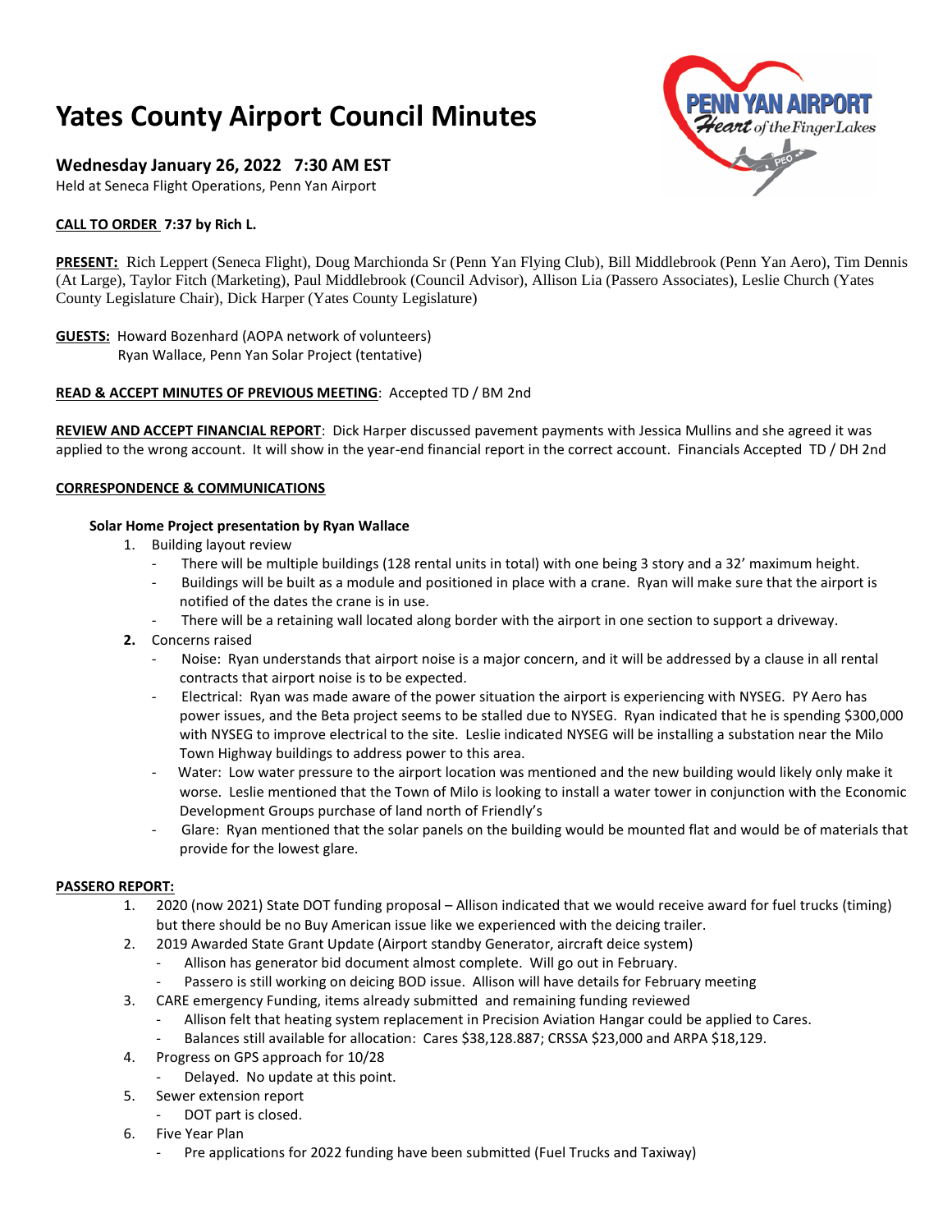# Yates County Airport Council Minutes

### Wednesday January 26, 2022 7:30 AM EST

Held at Seneca Flight Operations, Penn Yan Airport

**CALL TO ORDER 7:37 by Rich L.**

**PRESENT:** Rich Leppert (Seneca Flight), Doug Marchionda Sr (Penn Yan Flying Club), Bill Middlebrook (Penn Yan Aero), Tim Dennis (At Large), Taylor Fitch (Marketing), Paul Middlebrook (Council Advisor), Allison Lia (Passero Associates), Leslie Church (Yates County Legislature Chair), Dick Harper (Yates County Legislature)

**GUESTS:** Howard Bozenhard (AOPA network of volunteers)
Ryan Wallace, Penn Yan Solar Project (tentative)

**READ & ACCEPT MINUTES OF PREVIOUS MEETING**: Accepted TD / BM 2nd

**REVIEW AND ACCEPT FINANCIAL REPORT**: Dick Harper discussed pavement payments with Jessica Mullins and she agreed it was applied to the wrong account. It will show in the year-end financial report in the correct account. Financials Accepted TD / DH 2nd

**CORRESPONDENCE & COMMUNICATIONS**

**Solar Home Project presentation by Ryan Wallace**

1. Building layout review
   - There will be multiple buildings (128 rental units in total) with one being 3 story and a 32' maximum height.
   - Buildings will be built as a module and positioned in place with a crane. Ryan will make sure that the airport is notified of the dates the crane is in use.
   - There will be a retaining wall located along border with the airport in one section to support a driveway.
2. Concerns raised
   - Noise: Ryan understands that airport noise is a major concern, and it will be addressed by a clause in all rental contracts that airport noise is to be expected.
   - Electrical: Ryan was made aware of the power situation the airport is experiencing with NYSEG. PY Aero has power issues, and the Beta project seems to be stalled due to NYSEG. Ryan indicated that he is spending $300,000 with NYSEG to improve electrical to the site. Leslie indicated NYSEG will be installing a substation near the Milo Town Highway buildings to address power to this area.
   - Water: Low water pressure to the airport location was mentioned and the new building would likely only make it worse. Leslie mentioned that the Town of Milo is looking to install a water tower in conjunction with the Economic Development Groups purchase of land north of Friendly's
   - Glare: Ryan mentioned that the solar panels on the building would be mounted flat and would be of materials that provide for the lowest glare.

**PASSERO REPORT:**

1. 2020 (now 2021) State DOT funding proposal – Allison indicated that we would receive award for fuel trucks (timing) but there should be no Buy American issue like we experienced with the deicing trailer.
2. 2019 Awarded State Grant Update (Airport standby Generator, aircraft deice system)
   - Allison has generator bid document almost complete. Will go out in February.
   - Passero is still working on deicing BOD issue. Allison will have details for February meeting
3. CARE emergency Funding, items already submitted and remaining funding reviewed
   - Allison felt that heating system replacement in Precision Aviation Hangar could be applied to Cares.
   - Balances still available for allocation: Cares $38,128.887; CRSSA $23,000 and ARPA $18,129.
4. Progress on GPS approach for 10/28
   - Delayed. No update at this point.
5. Sewer extension report
   - DOT part is closed.
6. Five Year Plan
   - Pre applications for 2022 funding have been submitted (Fuel Trucks and Taxiway)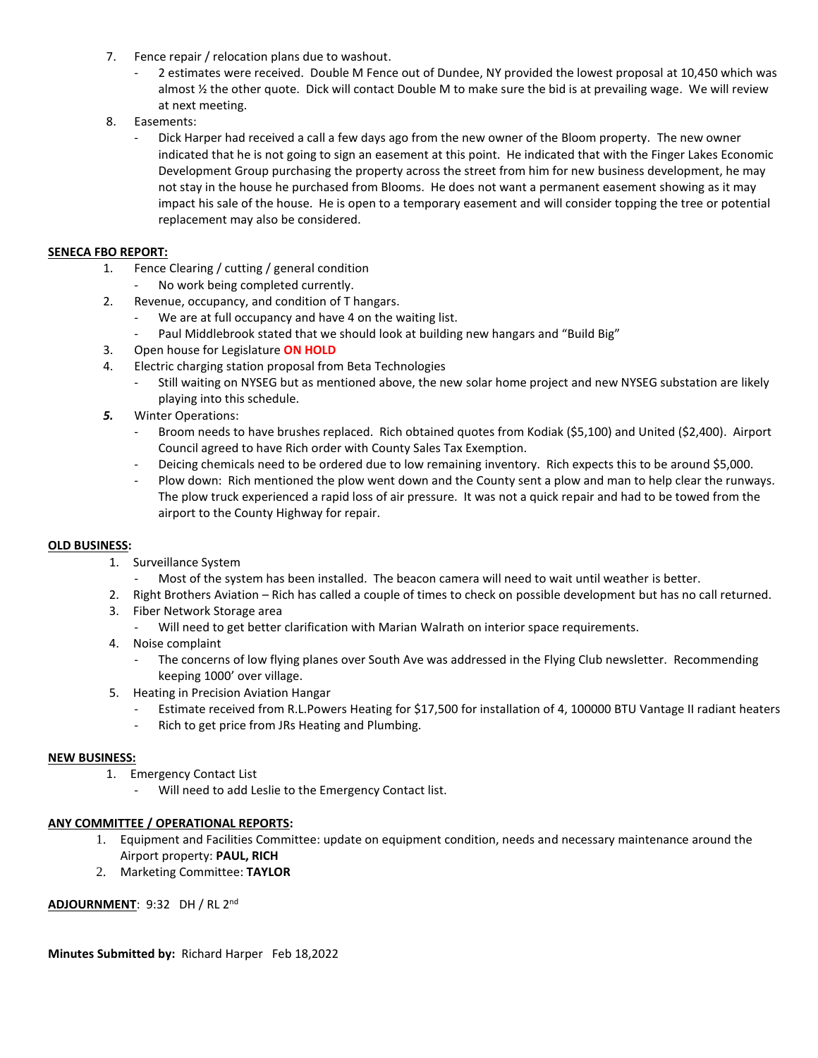7. Fence repair / relocation plans due to washout.
    - 2 estimates were received. Double M Fence out of Dundee, NY provided the lowest proposal at 10,450 which was almost ½ the other quote. Dick will contact Double M to make sure the bid is at prevailing wage. We will review at next meeting.
8. Easements:
    - Dick Harper had received a call a few days ago from the new owner of the Bloom property. The new owner indicated that he is not going to sign an easement at this point. He indicated that with the Finger Lakes Economic Development Group purchasing the property across the street from him for new business development, he may not stay in the house he purchased from Blooms. He does not want a permanent easement showing as it may impact his sale of the house. He is open to a temporary easement and will consider topping the tree or potential replacement may also be considered.

**SENECA FBO REPORT:**

1. Fence Clearing / cutting / general condition
    - No work being completed currently.
2. Revenue, occupancy, and condition of T hangars.
    - We are at full occupancy and have 4 on the waiting list.
    - Paul Middlebrook stated that we should look at building new hangars and "Build Big"
3. Open house for Legislature **ON HOLD**
4. Electric charging station proposal from Beta Technologies
    - Still waiting on NYSEG but as mentioned above, the new solar home project and new NYSEG substation are likely playing into this schedule.
5. Winter Operations:
    - Broom needs to have brushes replaced. Rich obtained quotes from Kodiak ($5,100) and United ($2,400). Airport Council agreed to have Rich order with County Sales Tax Exemption.
    - Deicing chemicals need to be ordered due to low remaining inventory. Rich expects this to be around $5,000.
    - Plow down: Rich mentioned the plow went down and the County sent a plow and man to help clear the runways. The plow truck experienced a rapid loss of air pressure. It was not a quick repair and had to be towed from the airport to the County Highway for repair.

**OLD BUSINESS:**

1. Surveillance System
    - Most of the system has been installed. The beacon camera will need to wait until weather is better.
2. Right Brothers Aviation – Rich has called a couple of times to check on possible development but has no call returned.
3. Fiber Network Storage area
    - Will need to get better clarification with Marian Walrath on interior space requirements.
4. Noise complaint
    - The concerns of low flying planes over South Ave was addressed in the Flying Club newsletter. Recommending keeping 1000' over village.
5. Heating in Precision Aviation Hangar
    - Estimate received from R.L.Powers Heating for $17,500 for installation of 4, 100000 BTU Vantage II radiant heaters
    - Rich to get price from JRs Heating and Plumbing.

**NEW BUSINESS:**

1. Emergency Contact List
    - Will need to add Leslie to the Emergency Contact list.

**ANY COMMITTEE / OPERATIONAL REPORTS:**

1. Equipment and Facilities Committee: update on equipment condition, needs and necessary maintenance around the Airport property: **PAUL, RICH**
2. Marketing Committee: **TAYLOR**

**ADJOURNMENT**: 9:32 DH / RL 2nd

**Minutes Submitted by:** Richard Harper Feb 18,2022